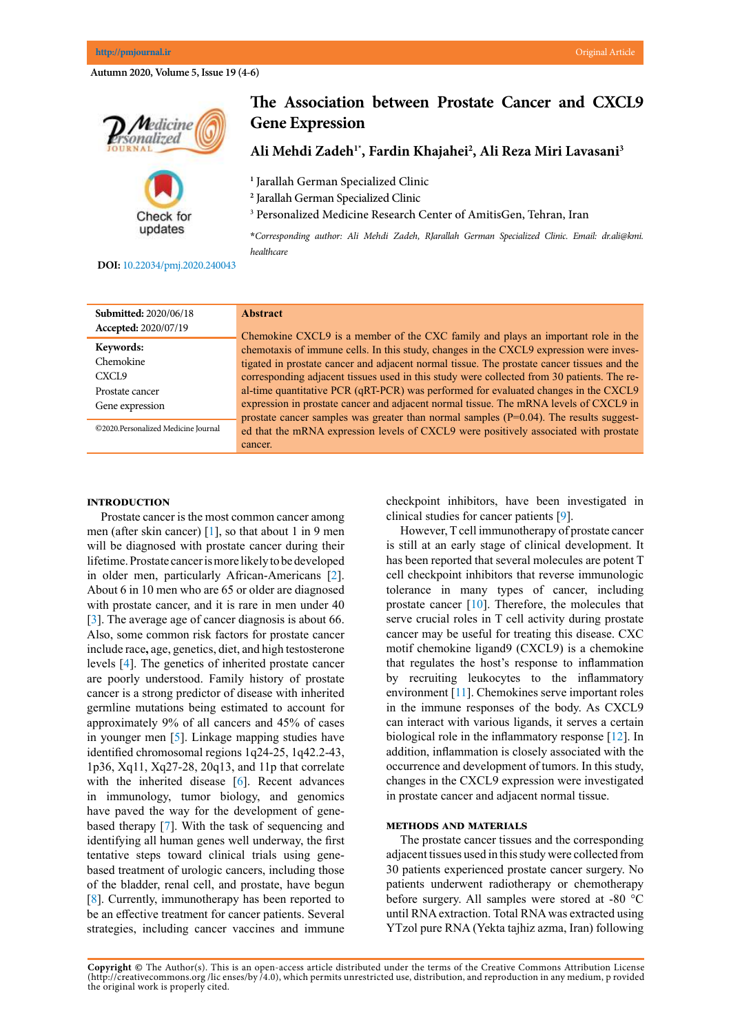# The Association between Prostate Cancer and CXCL9 Gene Expression

**Ali Mehdi Zadeh[1*], Fardin Khajahei[2], Ali Reza Miri Lavasani[3]**

[1] Jarallah German Specialized Clinic
[2] Jarallah German Specialized Clinic
[3] Personalized Medicine Research Center of AmitisGen, Tehran, Iran

*\*Corresponding author: Ali Mehdi Zadeh, RJarallah German Specialized Clinic. Email: dr.ali@kmi.healthcare*

**DOI:** 10.22034/pmj.2020.240043

**Submitted:** 2020/06/18
**Accepted:** 2020/07/19

**Keywords:**
Chemokine
CXCL9
Prostate cancer
Gene expression

©2020.Personalized Medicine Journal

## Abstract

Chemokine CXCL9 is a member of the CXC family and plays an important role in the chemotaxis of immune cells. In this study, changes in the CXCL9 expression were investigated in prostate cancer and adjacent normal tissue. The prostate cancer tissues and the corresponding adjacent tissues used in this study were collected from 30 patients. The real-time quantitative PCR (qRT-PCR) was performed for evaluated changes in the CXCL9 expression in prostate cancer and adjacent normal tissue. The mRNA levels of CXCL9 in prostate cancer samples was greater than normal samples (P=0.04). The results suggested that the mRNA expression levels of CXCL9 were positively associated with prostate cancer.

## INTRODUCTION

Prostate cancer is the most common cancer among men (after skin cancer) [1], so that about 1 in 9 men will be diagnosed with prostate cancer during their lifetime. Prostate cancer is more likely to be developed in older men, particularly African-Americans [2]. About 6 in 10 men who are 65 or older are diagnosed with prostate cancer, and it is rare in men under 40 [3]. The average age of cancer diagnosis is about 66. Also, some common risk factors for prostate cancer include race**,** age, genetics, diet, and high testosterone levels [4]. The genetics of inherited prostate cancer are poorly understood. Family history of prostate cancer is a strong predictor of disease with inherited germline mutations being estimated to account for approximately 9% of all cancers and 45% of cases in younger men [5]. Linkage mapping studies have identified chromosomal regions 1q24-25, 1q42.2-43, 1p36, Xq11, Xq27-28, 20q13, and 11p that correlate with the inherited disease [6]. Recent advances in immunology, tumor biology, and genomics have paved the way for the development of gene-based therapy [7]. With the task of sequencing and identifying all human genes well underway, the first tentative steps toward clinical trials using gene-based treatment of urologic cancers, including those of the bladder, renal cell, and prostate, have begun [8]. Currently, immunotherapy has been reported to be an effective treatment for cancer patients. Several strategies, including cancer vaccines and immune checkpoint inhibitors, have been investigated in clinical studies for cancer patients [9].

However, T cell immunotherapy of prostate cancer is still at an early stage of clinical development. It has been reported that several molecules are potent T cell checkpoint inhibitors that reverse immunologic tolerance in many types of cancer, including prostate cancer [10]. Therefore, the molecules that serve crucial roles in T cell activity during prostate cancer may be useful for treating this disease. CXC motif chemokine ligand9 (CXCL9) is a chemokine that regulates the host's response to inflammation by recruiting leukocytes to the inflammatory environment [11]. Chemokines serve important roles in the immune responses of the body. As CXCL9 can interact with various ligands, it serves a certain biological role in the inflammatory response [12]. In addition, inflammation is closely associated with the occurrence and development of tumors. In this study, changes in the CXCL9 expression were investigated in prostate cancer and adjacent normal tissue.

## METHODS AND MATERIALS

The prostate cancer tissues and the corresponding adjacent tissues used in this study were collected from 30 patients experienced prostate cancer surgery. No patients underwent radiotherapy or chemotherapy before surgery. All samples were stored at -80 °C until RNA extraction. Total RNA was extracted using YTzol pure RNA (Yekta tajhiz azma, Iran) following

**Copyright ©** The Author(s). This is an open-access article distributed under the terms of the Creative Commons Attribution License (http://creativecommons.org /lic enses/by /4.0), which permits unrestricted use, distribution, and reproduction in any medium, p rovided the original work is properly cited.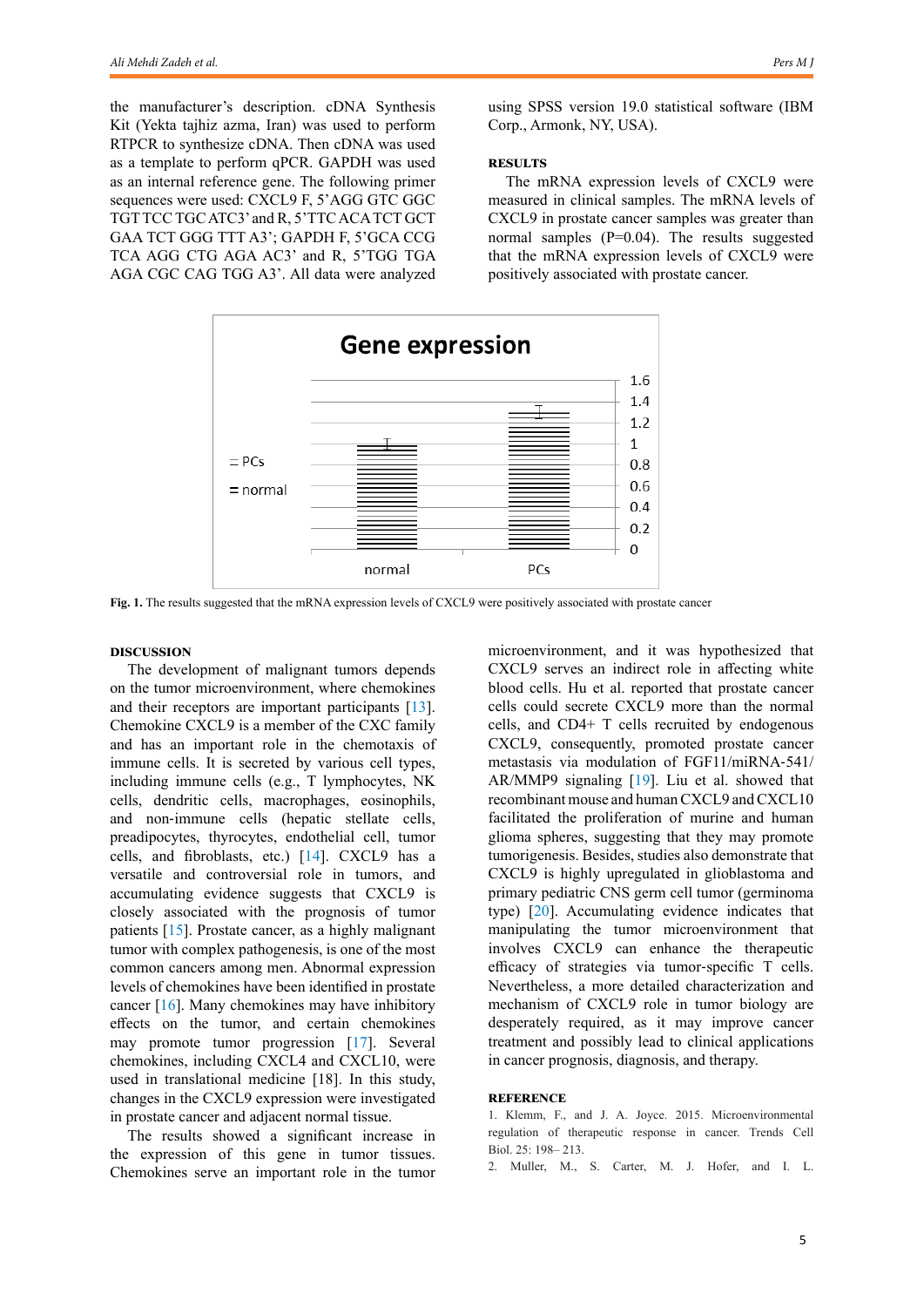the manufacturer's description. cDNA Synthesis Kit (Yekta tajhiz azma, Iran) was used to perform RTPCR to synthesize cDNA. Then cDNA was used as a template to perform qPCR. GAPDH was used as an internal reference gene. The following primer sequences were used: CXCL9 F, 5'AGG GTC GGC TGT TCC TGC ATC3' and R, 5'TTC ACA TCT GCT GAA TCT GGG TTT A3'; GAPDH F, 5'GCA CCG TCA AGG CTG AGA AC3' and R, 5'TGG TGA AGA CGC CAG TGG A3'. All data were analyzed using SPSS version 19.0 statistical software (IBM Corp., Armonk, NY, USA).

## RESULTS

The mRNA expression levels of CXCL9 were measured in clinical samples. The mRNA levels of CXCL9 in prostate cancer samples was greater than normal samples (P=0.04). The results suggested that the mRNA expression levels of CXCL9 were positively associated with prostate cancer.

**Fig. 1.** The results suggested that the mRNA expression levels of CXCL9 were positively associated with prostate cancer

## DISCUSSION

The development of malignant tumors depends on the tumor microenvironment, where chemokines and their receptors are important participants [13]. Chemokine CXCL9 is a member of the CXC family and has an important role in the chemotaxis of immune cells. It is secreted by various cell types, including immune cells (e.g., T lymphocytes, NK cells, dendritic cells, macrophages, eosinophils, and non-immune cells (hepatic stellate cells, preadipocytes, thyrocytes, endothelial cell, tumor cells, and fibroblasts, etc.) [14]. CXCL9 has a versatile and controversial role in tumors, and accumulating evidence suggests that CXCL9 is closely associated with the prognosis of tumor patients [15]. Prostate cancer, as a highly malignant tumor with complex pathogenesis, is one of the most common cancers among men. Abnormal expression levels of chemokines have been identified in prostate cancer [16]. Many chemokines may have inhibitory effects on the tumor, and certain chemokines may promote tumor progression [17]. Several chemokines, including CXCL4 and CXCL10, were used in translational medicine [18]. In this study, changes in the CXCL9 expression were investigated in prostate cancer and adjacent normal tissue.

The results showed a significant increase in the expression of this gene in tumor tissues. Chemokines serve an important role in the tumor microenvironment, and it was hypothesized that CXCL9 serves an indirect role in affecting white blood cells. Hu et al. reported that prostate cancer cells could secrete CXCL9 more than the normal cells, and CD4+ T cells recruited by endogenous CXCL9, consequently, promoted prostate cancer metastasis via modulation of FGF11/miRNA-541/AR/MMP9 signaling [19]. Liu et al. showed that recombinant mouse and human CXCL9 and CXCL10 facilitated the proliferation of murine and human glioma spheres, suggesting that they may promote tumorigenesis. Besides, studies also demonstrate that CXCL9 is highly upregulated in glioblastoma and primary pediatric CNS germ cell tumor (germinoma type) [20]. Accumulating evidence indicates that manipulating the tumor microenvironment that involves CXCL9 can enhance the therapeutic efficacy of strategies via tumor-specific T cells. Nevertheless, a more detailed characterization and mechanism of CXCL9 role in tumor biology are desperately required, as it may improve cancer treatment and possibly lead to clinical applications in cancer prognosis, diagnosis, and therapy.

## REFERENCE

1. Klemm, F., and J. A. Joyce. 2015. Microenvironmental regulation of therapeutic response in cancer. Trends Cell Biol. 25: 198–213.
2. Muller, M., S. Carter, M. J. Hofer, and I. L.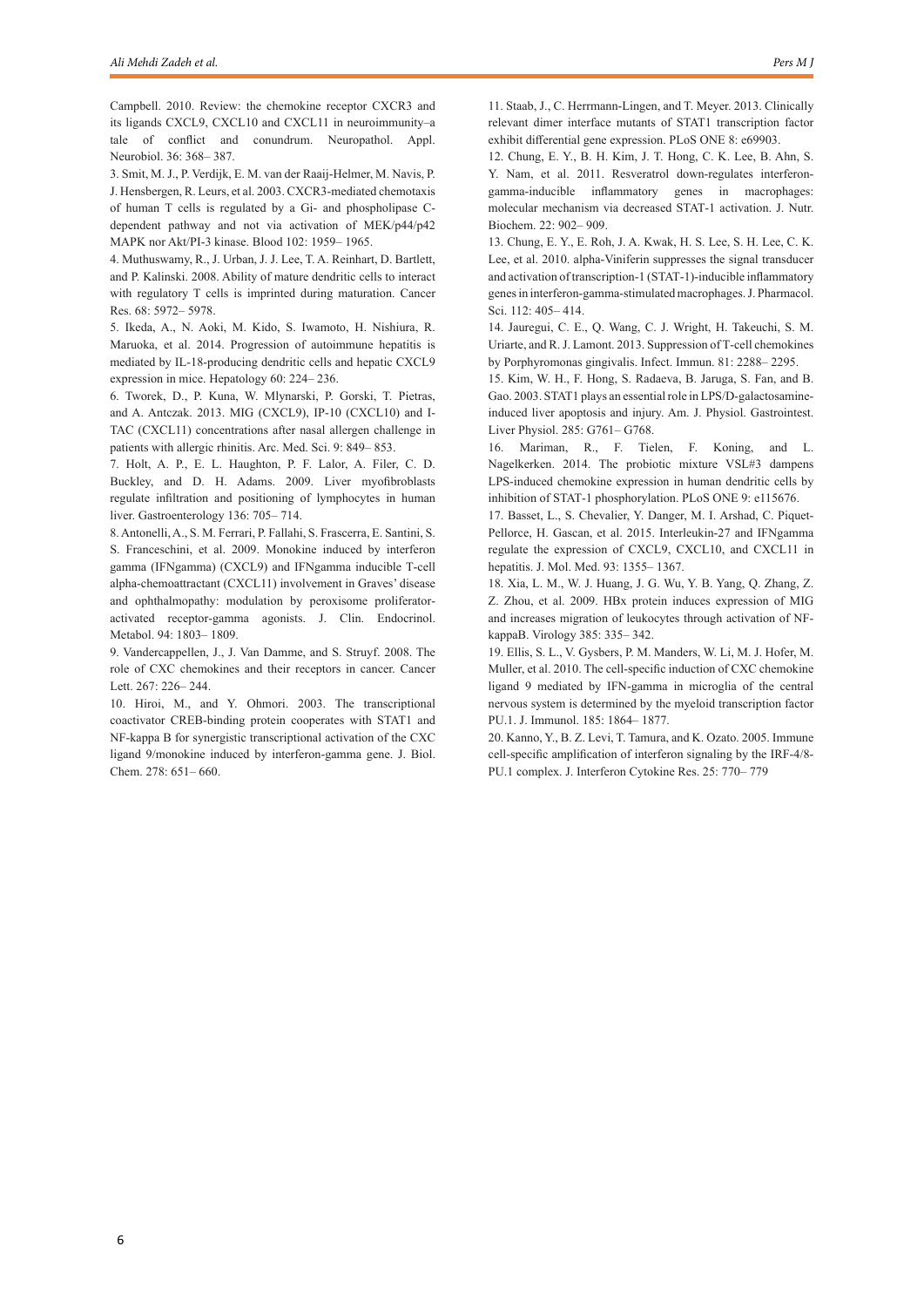Campbell. 2010. Review: the chemokine receptor CXCR3 and its ligands CXCL9, CXCL10 and CXCL11 in neuroimmunity–a tale of conflict and conundrum. Neuropathol. Appl. Neurobiol. 36: 368– 387.

3. Smit, M. J., P. Verdijk, E. M. van der Raaij-Helmer, M. Navis, P. J. Hensbergen, R. Leurs, et al. 2003. CXCR3-mediated chemotaxis of human T cells is regulated by a Gi- and phospholipase C-dependent pathway and not via activation of MEK/p44/p42 MAPK nor Akt/PI-3 kinase. Blood 102: 1959– 1965.

4. Muthuswamy, R., J. Urban, J. J. Lee, T. A. Reinhart, D. Bartlett, and P. Kalinski. 2008. Ability of mature dendritic cells to interact with regulatory T cells is imprinted during maturation. Cancer Res. 68: 5972– 5978.

5. Ikeda, A., N. Aoki, M. Kido, S. Iwamoto, H. Nishiura, R. Maruoka, et al. 2014. Progression of autoimmune hepatitis is mediated by IL-18-producing dendritic cells and hepatic CXCL9 expression in mice. Hepatology 60: 224– 236.

6. Tworek, D., P. Kuna, W. Mlynarski, P. Gorski, T. Pietras, and A. Antczak. 2013. MIG (CXCL9), IP-10 (CXCL10) and I-TAC (CXCL11) concentrations after nasal allergen challenge in patients with allergic rhinitis. Arc. Med. Sci. 9: 849– 853.

7. Holt, A. P., E. L. Haughton, P. F. Lalor, A. Filer, C. D. Buckley, and D. H. Adams. 2009. Liver myofibroblasts regulate infiltration and positioning of lymphocytes in human liver. Gastroenterology 136: 705– 714.

8. Antonelli, A., S. M. Ferrari, P. Fallahi, S. Frascerra, E. Santini, S. S. Franceschini, et al. 2009. Monokine induced by interferon gamma (IFNgamma) (CXCL9) and IFNgamma inducible T-cell alpha-chemoattractant (CXCL11) involvement in Graves' disease and ophthalmopathy: modulation by peroxisome proliferator-activated receptor-gamma agonists. J. Clin. Endocrinol. Metabol. 94: 1803– 1809.

9. Vandercappellen, J., J. Van Damme, and S. Struyf. 2008. The role of CXC chemokines and their receptors in cancer. Cancer Lett. 267: 226– 244.

10. Hiroi, M., and Y. Ohmori. 2003. The transcriptional coactivator CREB-binding protein cooperates with STAT1 and NF-kappa B for synergistic transcriptional activation of the CXC ligand 9/monokine induced by interferon-gamma gene. J. Biol. Chem. 278: 651– 660.

11. Staab, J., C. Herrmann-Lingen, and T. Meyer. 2013. Clinically relevant dimer interface mutants of STAT1 transcription factor exhibit differential gene expression. PLoS ONE 8: e69903.

12. Chung, E. Y., B. H. Kim, J. T. Hong, C. K. Lee, B. Ahn, S. Y. Nam, et al. 2011. Resveratrol down-regulates interferon-gamma-inducible inflammatory genes in macrophages: molecular mechanism via decreased STAT-1 activation. J. Nutr. Biochem. 22: 902– 909.

13. Chung, E. Y., E. Roh, J. A. Kwak, H. S. Lee, S. H. Lee, C. K. Lee, et al. 2010. alpha-Viniferin suppresses the signal transducer and activation of transcription-1 (STAT-1)-inducible inflammatory genes in interferon-gamma-stimulated macrophages. J. Pharmacol. Sci. 112: 405– 414.

14. Jauregui, C. E., Q. Wang, C. J. Wright, H. Takeuchi, S. M. Uriarte, and R. J. Lamont. 2013. Suppression of T-cell chemokines by Porphyromonas gingivalis. Infect. Immun. 81: 2288– 2295.

15. Kim, W. H., F. Hong, S. Radaeva, B. Jaruga, S. Fan, and B. Gao. 2003. STAT1 plays an essential role in LPS/D-galactosamine-induced liver apoptosis and injury. Am. J. Physiol. Gastrointest. Liver Physiol. 285: G761– G768.

16. Mariman, R., F. Tielen, F. Koning, and L. Nagelkerken. 2014. The probiotic mixture VSL#3 dampens LPS-induced chemokine expression in human dendritic cells by inhibition of STAT-1 phosphorylation. PLoS ONE 9: e115676.

17. Basset, L., S. Chevalier, Y. Danger, M. I. Arshad, C. Piquet-Pellorce, H. Gascan, et al. 2015. Interleukin-27 and IFNgamma regulate the expression of CXCL9, CXCL10, and CXCL11 in hepatitis. J. Mol. Med. 93: 1355– 1367.

18. Xia, L. M., W. J. Huang, J. G. Wu, Y. B. Yang, Q. Zhang, Z. Z. Zhou, et al. 2009. HBx protein induces expression of MIG and increases migration of leukocytes through activation of NF-kappaB. Virology 385: 335– 342.

19. Ellis, S. L., V. Gysbers, P. M. Manders, W. Li, M. J. Hofer, M. Muller, et al. 2010. The cell-specific induction of CXC chemokine ligand 9 mediated by IFN-gamma in microglia of the central nervous system is determined by the myeloid transcription factor PU.1. J. Immunol. 185: 1864– 1877.

20. Kanno, Y., B. Z. Levi, T. Tamura, and K. Ozato. 2005. Immune cell-specific amplification of interferon signaling by the IRF-4/8-PU.1 complex. J. Interferon Cytokine Res. 25: 770– 779